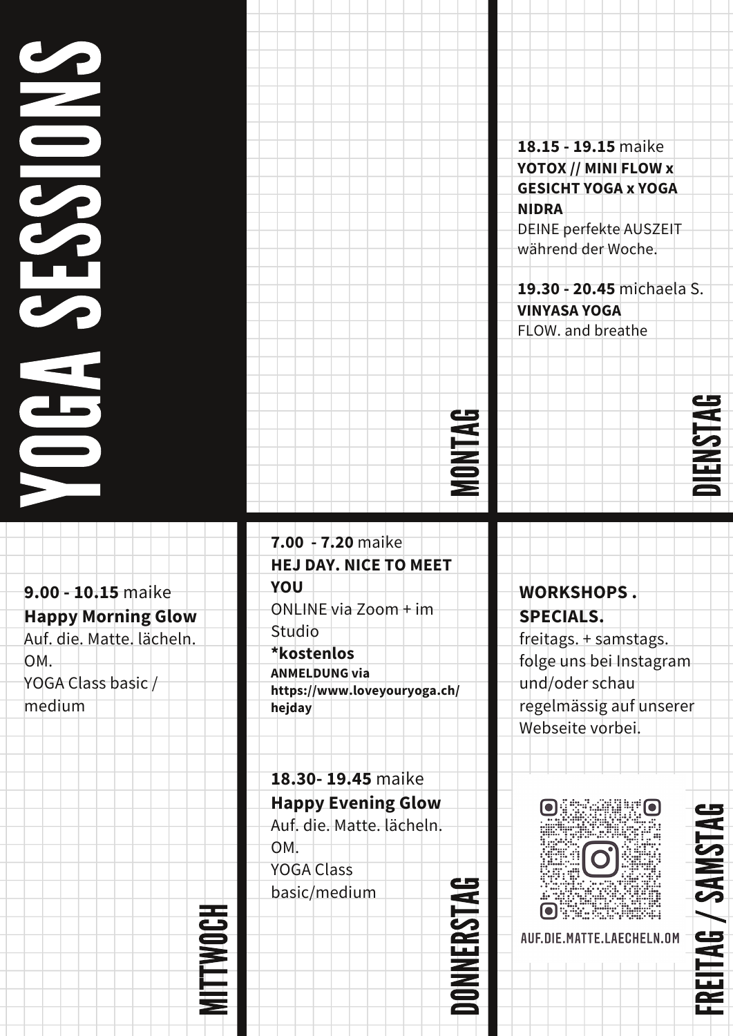# YOGA SESSIONS

## MONTAG

## DIENSTAG

**18.15 - 19.15** maike
**YOTOX // MINI FLOW x GESICHT YOGA x YOGA NIDRA**
DEINE perfekte AUSZEIT während der Woche.

**19.30 - 20.45** michaela S.
**VINYASA YOGA**
FLOW. and breathe

## MITTWOCH

**9.00 - 10.15** maike
**Happy Morning Glow**
Auf. die. Matte. lächeln. OM.
YOGA Class basic / medium

## DONNERSTAG

**7.00 - 7.20** maike
**HEJ DAY. NICE TO MEET YOU**
ONLINE via Zoom + im Studio
***kostenlos**
**ANMELDUNG via https://www.loveyouryoga.ch/hejday**

**18.30- 19.45** maike
**Happy Evening Glow**
Auf. die. Matte. lächeln. OM.
YOGA Class basic/medium

## FREITAG / SAMSTAG

**WORKSHOPS . SPECIALS.**
freitags. + samstags.
folge uns bei Instagram und/oder schau regelmässig auf unserer Webseite vorbei.

AUF.DIE.MATTE.LAECHELN.OM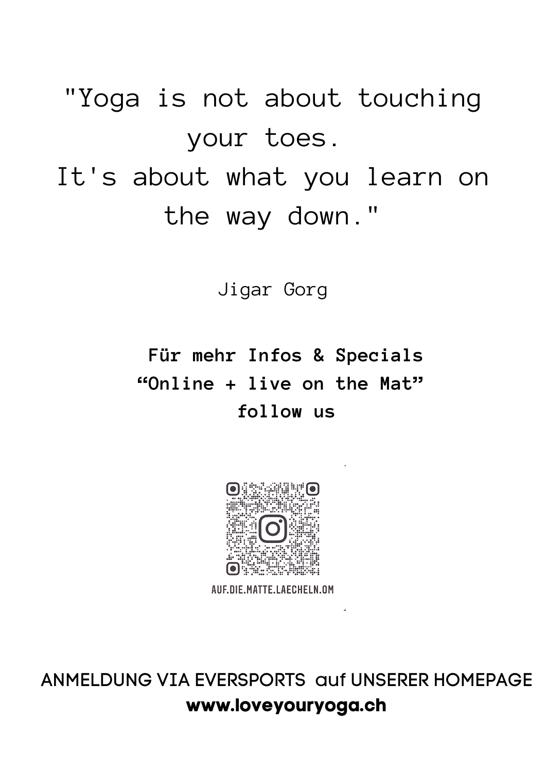"Yoga is not about touching your toes.
It's about what you learn on the way down."

Jigar Gorg

**Für mehr Infos & Specials**
**“Online + live on the Mat”**
**follow us**

AUF.DIE.MATTE.LAECHELN.OM

ANMELDUNG VIA EVERSPORTS auf UNSERER HOMEPAGE
**www.loveyouryoga.ch**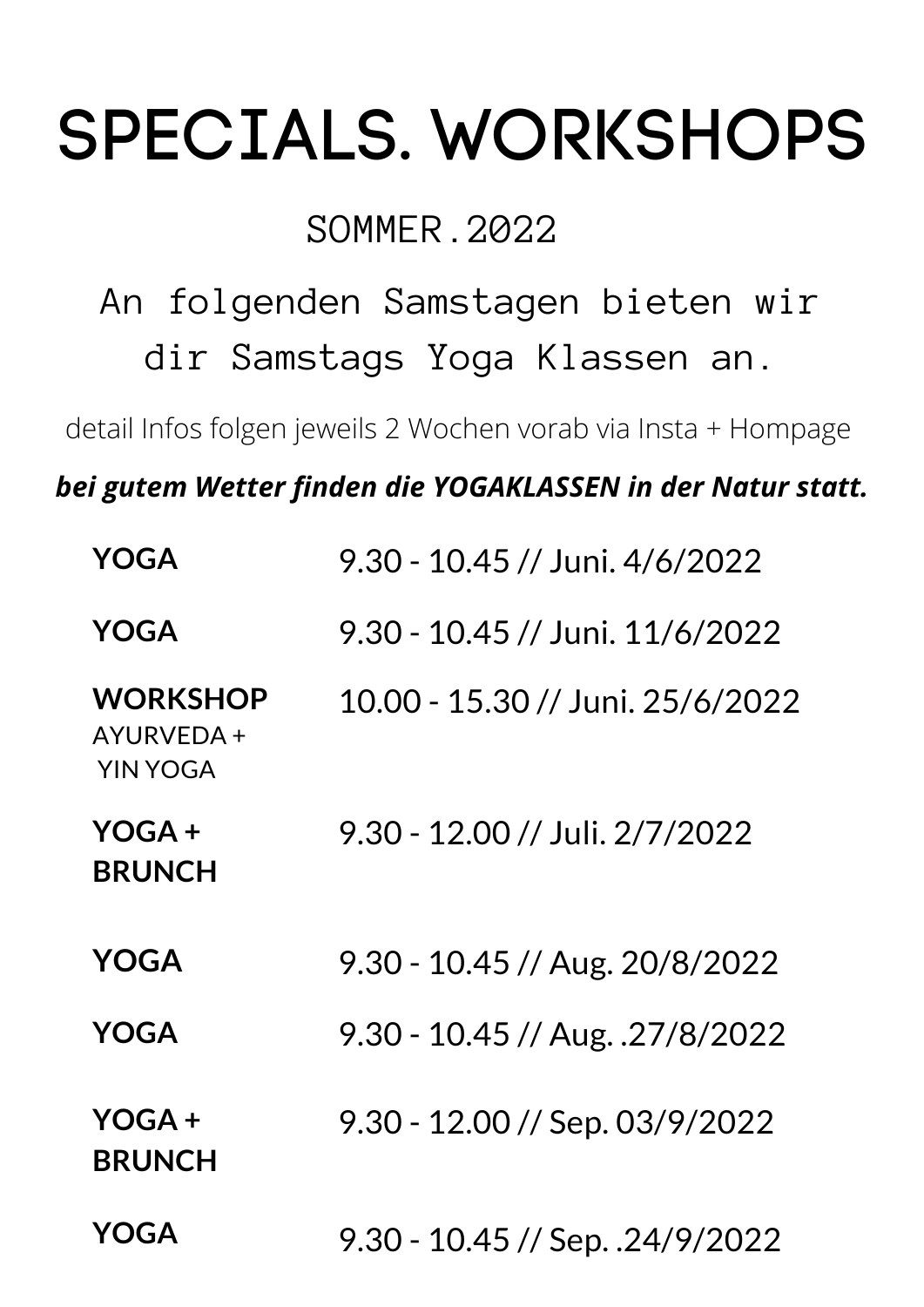# SPECIALS. WORKSHOPS

## SOMMER.2022

An folgenden Samstagen bieten wir dir Samstags Yoga Klassen an.

detail Infos folgen jeweils 2 Wochen vorab via Insta + Hompage

***bei gutem Wetter finden die YOGAKLASSEN in der Natur statt.***

| | |
|---|---|
| **YOGA** | 9.30 - 10.45 // Juni. 4/6/2022 |
| **YOGA** | 9.30 - 10.45 // Juni. 11/6/2022 |
| **WORKSHOP** AYURVEDA + YIN YOGA | 10.00 - 15.30 // Juni. 25/6/2022 |
| **YOGA + BRUNCH** | 9.30 - 12.00 // Juli. 2/7/2022 |
| **YOGA** | 9.30 - 10.45 // Aug. 20/8/2022 |
| **YOGA** | 9.30 - 10.45 // Aug. .27/8/2022 |
| **YOGA + BRUNCH** | 9.30 - 12.00 // Sep. 03/9/2022 |
| **YOGA** | 9.30 - 10.45 // Sep. .24/9/2022 |